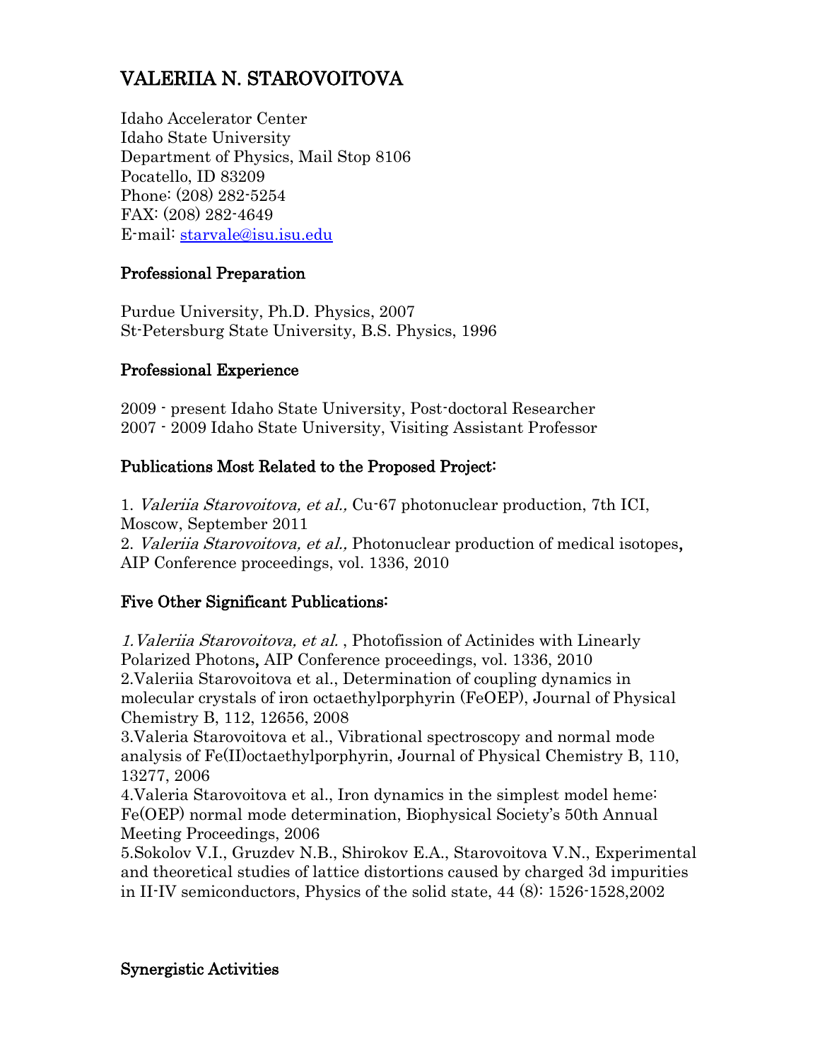# VALERIIA N. STAROVOITOVA

Idaho Accelerator Center
Idaho State University
Department of Physics, Mail Stop 8106
Pocatello, ID 83209
Phone: (208) 282-5254
FAX: (208) 282-4649
E-mail: starvale@isu.isu.edu

## Professional Preparation

Purdue University, Ph.D. Physics, 2007
St-Petersburg State University, B.S. Physics, 1996

## Professional Experience

2009 - present Idaho State University, Post-doctoral Researcher
2007 - 2009 Idaho State University, Visiting Assistant Professor

## Publications Most Related to the Proposed Project:

1. *Valeriia Starovoitova, et al.,* Cu-67 photonuclear production, 7th ICI, Moscow, September 2011
2. *Valeriia Starovoitova, et al.,* Photonuclear production of medical isotopes**,** AIP Conference proceedings, vol. 1336, 2010

## Five Other Significant Publications:

*1.Valeriia Starovoitova, et al.* , Photofission of Actinides with Linearly Polarized Photons**,** AIP Conference proceedings, vol. 1336, 2010
2.Valeriia Starovoitova et al., Determination of coupling dynamics in molecular crystals of iron octaethylporphyrin (FeOEP), Journal of Physical Chemistry B, 112, 12656, 2008
3.Valeria Starovoitova et al., Vibrational spectroscopy and normal mode analysis of Fe(II)octaethylporphyrin, Journal of Physical Chemistry B, 110, 13277, 2006
4.Valeria Starovoitova et al., Iron dynamics in the simplest model heme: Fe(OEP) normal mode determination, Biophysical Society's 50th Annual Meeting Proceedings, 2006
5.Sokolov V.I., Gruzdev N.B., Shirokov E.A., Starovoitova V.N., Experimental and theoretical studies of lattice distortions caused by charged 3d impurities in II-IV semiconductors, Physics of the solid state, 44 (8): 1526-1528,2002

## Synergistic Activities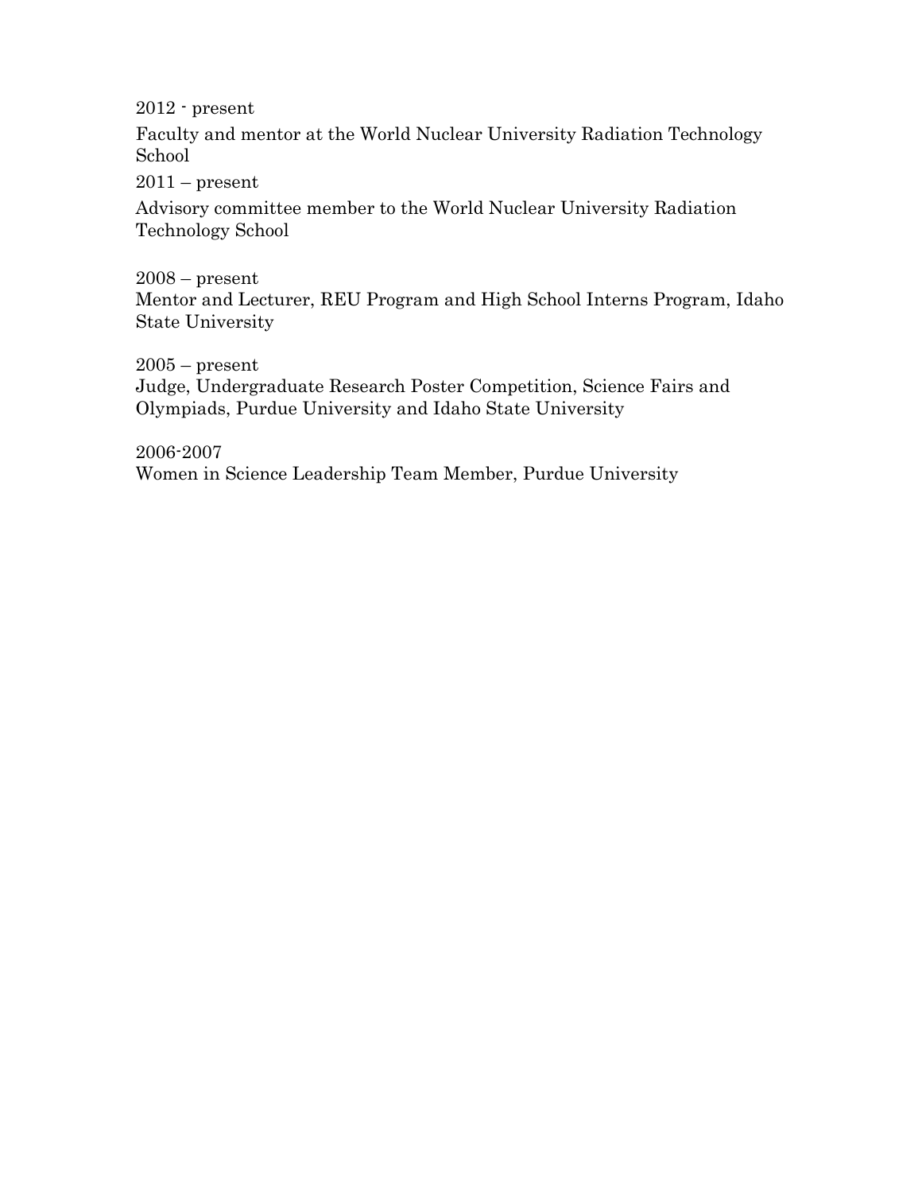2012 - present

Faculty and mentor at the World Nuclear University Radiation Technology School

2011 – present

Advisory committee member to the World Nuclear University Radiation Technology School

2008 – present
Mentor and Lecturer, REU Program and High School Interns Program, Idaho State University

2005 – present
Judge, Undergraduate Research Poster Competition, Science Fairs and Olympiads, Purdue University and Idaho State University

2006-2007
Women in Science Leadership Team Member, Purdue University